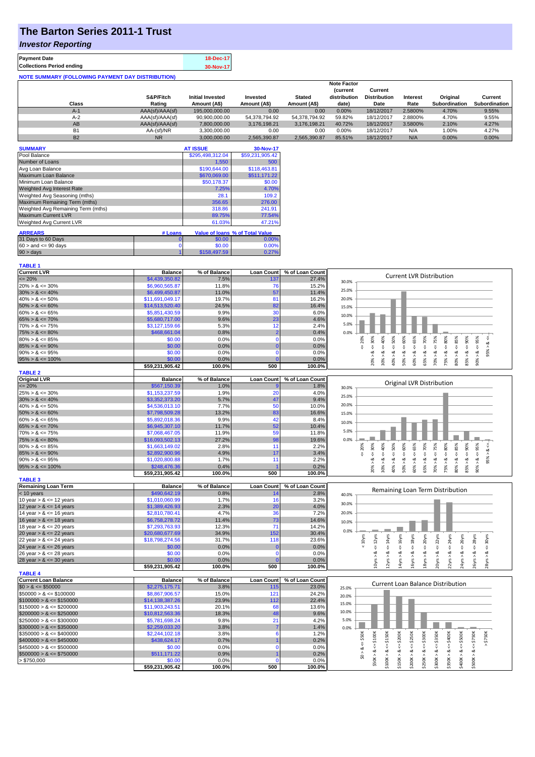# The Barton Series 2011-1 Trust

## *Investor Reporting*

| **Payment Date** | 18-Dec-17 |
|---|---|
| **Collections Period ending** | 30-Nov-17 |

**NOTE SUMMARY (FOLLOWING PAYMENT DAY DISTRIBUTION)**

| Class | S&P/Fitch Rating | Initial Invested Amount (A$) | Invested Amount (A$) | Stated Amount (A$) | Note Factor (current distribution date) | Current Distribution Date | Interest Rate | Original Subordination | Current Subordination |
|---|---|---|---|---|---|---|---|---|---|
| A-1 | AAA(sf)/AAA(sf) | 195,000,000.00 | 0.00 | 0.00 | 0.00% | 18/12/2017 | 2.5800% | 4.70% | 9.55% |
| A-2 | AAA(sf)/AAA(sf) | 90,900,000.00 | 54,378,794.92 | 54,378,794.92 | 59.82% | 18/12/2017 | 2.8800% | 4.70% | 9.55% |
| AB | AAA(sf)/AAA(sf) | 7,800,000.00 | 3,176,198.21 | 3,176,198.21 | 40.72% | 18/12/2017 | 3.5800% | 2.10% | 4.27% |
| B1 | AA-(sf)/NR | 3,300,000.00 | 0.00 | 0.00 | 0.00% | 18/12/2017 | N/A | 1.00% | 4.27% |
| B2 | NR | 3,000,000.00 | 2,565,390.87 | 2,565,390.87 | 85.51% | 18/12/2017 | N/A | 0.00% | 0.00% |

| SUMMARY | AT ISSUE | 30-Nov-17 |
|---|---|---|
| Pool Balance | $295,498,312.04 | $59,231,905.42 |
| Number of Loans | 1,550 | 500 |
| Avg Loan Balance | $190,644.00 | $118,463.81 |
| Maximum Loan Balance | $670,069.00 | $511,171.22 |
| Minimum Loan Balance | $50,178.37 | $0.00 |
| Weighted Avg Interest Rate | 7.25% | 4.70% |
| Weighted Avg Seasoning (mths) | 28.1 | 109.2 |
| Maximum Remaining Term (mths) | 356.65 | 276.00 |
| Weighted Avg Remaining Term (mths) | 318.86 | 241.91 |
| Maximum Current LVR | 89.75% | 77.54% |
| Weighted Avg Current LVR | 61.03% | 47.21% |

| ARREARS | # Loans | Value of loans | % of Total Value |
|---|---|---|---|
| 31 Days to 60 Days | 0 | $0.00 | 0.00% |
| 60 > and <= 90 days | 0 | $0.00 | 0.00% |
| 90 > days | 1 | $158,497.59 | 0.27% |

**TABLE 1**

| Current LVR | Balance | % of Balance | Loan Count | % of Loan Count |
|---|---|---|---|---|
| <= 20% | $4,439,350.82 | 7.5% | 137 | 27.4% |
| 20% > & <= 30% | $6,960,565.87 | 11.8% | 76 | 15.2% |
| 30% > & <= 40% | $6,499,450.87 | 11.0% | 57 | 11.4% |
| 40% > & <= 50% | $11,691,049.17 | 19.7% | 81 | 16.2% |
| 50% > & <= 60% | $14,513,520.40 | 24.5% | 82 | 16.4% |
| 60% > & <= 65% | $5,851,430.59 | 9.9% | 30 | 6.0% |
| 65% > & <= 70% | $5,680,717.00 | 9.6% | 23 | 4.6% |
| 70% > & <= 75% | $3,127,159.66 | 5.3% | 12 | 2.4% |
| 75% > & <= 80% | $468,661.04 | 0.8% | 2 | 0.4% |
| 80% > & <= 85% | $0.00 | 0.0% | 0 | 0.0% |
| 85% > & <= 90% | $0.00 | 0.0% | 0 | 0.0% |
| 90% > & <= 95% | $0.00 | 0.0% | 0 | 0.0% |
| 95% > & <= 100% | $0.00 | 0.0% | 0 | 0.0% |
| | $59,231,905.42 | 100.0% | 500 | 100.0% |

**TABLE 2**

| Original LVR | Balance | % of Balance | Loan Count | % of Loan Count |
|---|---|---|---|---|
| <= 20% | $567,150.39 | 1.0% | 9 | 1.8% |
| 25% > & <= 30% | $1,153,237.59 | 1.9% | 20 | 4.0% |
| 30% > & <= 40% | $3,352,373.20 | 5.7% | 47 | 9.4% |
| 40% > & <= 50% | $4,536,013.10 | 7.7% | 50 | 10.0% |
| 50% > & <= 60% | $7,798,509.28 | 13.2% | 83 | 16.6% |
| 60% > & <= 65% | $5,892,018.36 | 9.9% | 42 | 8.4% |
| 65% > & <= 70% | $6,945,307.10 | 11.7% | 52 | 10.4% |
| 70% > & <= 75% | $7,068,467.05 | 11.9% | 59 | 11.8% |
| 75% > & <= 80% | $16,093,502.13 | 27.2% | 98 | 19.6% |
| 80% > & <= 85% | $1,663,149.02 | 2.8% | 11 | 2.2% |
| 85% > & <= 90% | $2,892,900.96 | 4.9% | 17 | 3.4% |
| 90% > & <= 95% | $1,020,800.88 | 1.7% | 11 | 2.2% |
| 95% > & <= 100% | $248,476.36 | 0.4% | 1 | 0.2% |
| | $59,231,905.42 | 100.0% | 500 | 100.0% |

**TABLE 3**

| Remaining Loan Term | Balance | % of Balance | Loan Count | % of Loan Count |
|---|---|---|---|---|
| < 10 years | $490,642.19 | 0.8% | 14 | 2.8% |
| 10 year > & <= 12 years | $1,010,060.99 | 1.7% | 16 | 3.2% |
| 12 year > & <= 14 years | $1,389,426.93 | 2.3% | 20 | 4.0% |
| 14 year > & <= 16 years | $2,810,780.41 | 4.7% | 36 | 7.2% |
| 16 year > & <= 18 years | $6,758,278.72 | 11.4% | 73 | 14.6% |
| 18 year > & <= 20 years | $7,293,763.93 | 12.3% | 71 | 14.2% |
| 20 year > & <= 22 years | $20,680,677.69 | 34.9% | 152 | 30.4% |
| 22 year > & <= 24 years | $18,798,274.56 | 31.7% | 118 | 23.6% |
| 24 year > & <= 26 years | $0.00 | 0.0% | 0 | 0.0% |
| 26 year > & <= 28 years | $0.00 | 0.0% | 0 | 0.0% |
| 28 year > & <= 30 years | $0.00 | 0.0% | 0 | 0.0% |
| | $59,231,905.42 | 100.0% | 500 | 100.0% |

**TABLE 4**

| Current Loan Balance | Balance | % of Balance | Loan Count | % of Loan Count |
|---|---|---|---|---|
| $0 > & <= $50000 | $2,275,175.71 | 3.8% | 115 | 23.0% |
| $50000 > & <= $100000 | $8,867,906.57 | 15.0% | 121 | 24.2% |
| $100000 > & <= $150000 | $14,138,387.26 | 23.9% | 112 | 22.4% |
| $150000 > & <= $200000 | $11,903,243.51 | 20.1% | 68 | 13.6% |
| $200000 > & <= $250000 | $10,812,563.36 | 18.3% | 48 | 9.6% |
| $250000 > & <= $300000 | $5,781,698.24 | 9.8% | 21 | 4.2% |
| $300000 > & <= $350000 | $2,259,033.20 | 3.8% | 7 | 1.4% |
| $350000 > & <= $400000 | $2,244,102.18 | 3.8% | 6 | 1.2% |
| $400000 > & <= $450000 | $438,624.17 | 0.7% | 1 | 0.2% |
| $450000 > & <= $500000 | $0.00 | 0.0% | 0 | 0.0% |
| $500000 > & <= $750000 | $511,171.22 | 0.9% | 1 | 0.2% |
| > $750,000 | $0.00 | 0.0% | 0 | 0.0% |
| | $59,231,905.42 | 100.0% | 500 | 100.0% |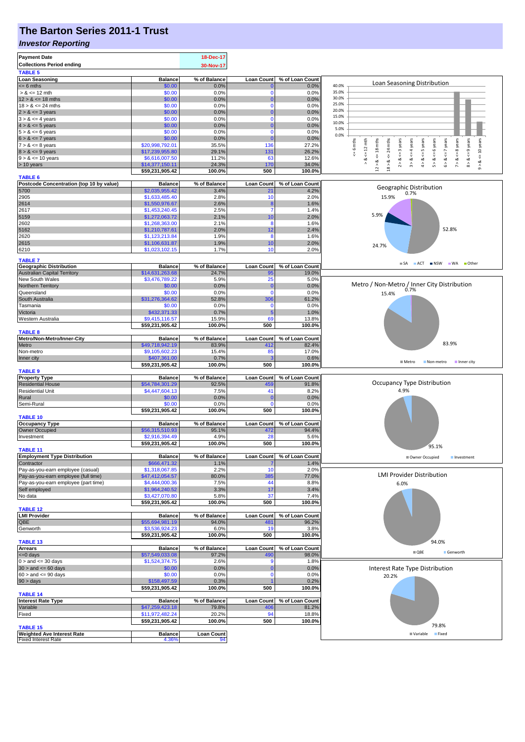# The Barton Series 2011-1 Trust

## *Investor Reporting*

| | |
|---|---|
| **Payment Date** | 18-Dec-17 |
| **Collections Period ending** | 30-Nov-17 |

**TABLE 5**

| Loan Seasoning | Balance | % of Balance | Loan Count | % of Loan Count |
|---|---|---|---|---|
| <= 6 mths | $0.00 | 0.0% | 0 | 0.0% |
| > & <= 12 mth | $0.00 | 0.0% | 0 | 0.0% |
| 12 > & <= 18 mths | $0.00 | 0.0% | 0 | 0.0% |
| 18 > & <= 24 mths | $0.00 | 0.0% | 0 | 0.0% |
| 2 > & <= 3 years | $0.00 | 0.0% | 0 | 0.0% |
| 3 > & <= 4 years | $0.00 | 0.0% | 0 | 0.0% |
| 4 > & <= 5 years | $0.00 | 0.0% | 0 | 0.0% |
| 5 > & <= 6 years | $0.00 | 0.0% | 0 | 0.0% |
| 6 > & <= 7 years | $0.00 | 0.0% | 0 | 0.0% |
| 7 > & <= 8 years | $20,998,792.01 | 35.5% | 136 | 27.2% |
| 8 > & <= 9 years | $17,239,955.80 | 29.1% | 131 | 26.2% |
| 9 > & <= 10 years | $6,616,007.50 | 11.2% | 63 | 12.6% |
| > 10 years | $14,377,150.11 | 24.3% | 170 | 34.0% |
| | $59,231,905.42 | 100.0% | 500 | 100.0% |

**TABLE 6**

| Postcode Concentration (top 10 by value) | Balance | % of Balance | Loan Count | % of Loan Count |
|---|---|---|---|---|
| 5700 | $2,035,955.42 | 3.4% | 21 | 4.2% |
| 2905 | $1,633,485.40 | 2.8% | 10 | 2.0% |
| 2614 | $1,550,976.67 | 2.6% | 8 | 1.6% |
| 2617 | $1,453,240.45 | 2.5% | 7 | 1.4% |
| 5159 | $1,272,063.72 | 2.1% | 10 | 2.0% |
| 2602 | $1,268,363.00 | 2.1% | 8 | 1.6% |
| 5162 | $1,210,787.61 | 2.0% | 12 | 2.4% |
| 2620 | $1,123,213.84 | 1.9% | 8 | 1.6% |
| 2615 | $1,106,631.87 | 1.9% | 10 | 2.0% |
| 6210 | $1,023,102.15 | 1.7% | 10 | 2.0% |

**TABLE 7**

| Geographic Distribution | Balance | % of Balance | Loan Count | % of Loan Count |
|---|---|---|---|---|
| Australian Capital Territory | $14,631,263.68 | 24.7% | 95 | 19.0% |
| New South Wales | $3,476,789.22 | 5.9% | 25 | 5.0% |
| Northern Territory | $0.00 | 0.0% | 0 | 0.0% |
| Queensland | $0.00 | 0.0% | 0 | 0.0% |
| South Australia | $31,276,364.62 | 52.8% | 306 | 61.2% |
| Tasmania | $0.00 | 0.0% | 0 | 0.0% |
| Victoria | $432,371.33 | 0.7% | 5 | 1.0% |
| Western Australia | $9,415,116.57 | 15.9% | 69 | 13.8% |
| | $59,231,905.42 | 100.0% | 500 | 100.0% |

**TABLE 8**

| Metro/Non-Metro/Inner-City | Balance | % of Balance | Loan Count | % of Loan Count |
|---|---|---|---|---|
| Metro | $49,718,942.19 | 83.9% | 412 | 82.4% |
| Non-metro | $9,105,602.23 | 15.4% | 85 | 17.0% |
| Inner city | $407,361.00 | 0.7% | 3 | 0.6% |
| | $59,231,905.42 | 100.0% | 500 | 100.0% |

**TABLE 9**

| Property Type | Balance | % of Balance | Loan Count | % of Loan Count |
|---|---|---|---|---|
| Residential House | $54,784,301.29 | 92.5% | 459 | 91.8% |
| Residential Unit | $4,447,604.13 | 7.5% | 41 | 8.2% |
| Rural | $0.00 | 0.0% | 0 | 0.0% |
| Semi-Rural | $0.00 | 0.0% | 0 | 0.0% |
| | $59,231,905.42 | 100.0% | 500 | 100.0% |

**TABLE 10**

| Occupancy Type | Balance | % of Balance | Loan Count | % of Loan Count |
|---|---|---|---|---|
| Owner Occupied | $56,315,510.93 | 95.1% | 472 | 94.4% |
| Investment | $2,916,394.49 | 4.9% | 28 | 5.6% |
| | $59,231,905.42 | 100.0% | 500 | 100.0% |

**TABLE 11**

| Employment Type Distribution | Balance | % of Balance | Loan Count | % of Loan Count |
|---|---|---|---|---|
| Contractor | $666,471.32 | 1.1% | 7 | 1.4% |
| Pay-as-you-earn employee (casual) | $1,318,067.85 | 2.2% | 10 | 2.0% |
| Pay-as-you-earn employee (full time) | $47,412,054.57 | 80.0% | 385 | 77.0% |
| Pay-as-you-earn employee (part time) | $4,444,000.36 | 7.5% | 44 | 8.8% |
| Self employed | $1,964,240.52 | 3.3% | 17 | 3.4% |
| No data | $3,427,070.80 | 5.8% | 37 | 7.4% |
| | $59,231,905.42 | 100.0% | 500 | 100.0% |

**TABLE 12**

| LMI Provider | Balance | % of Balance | Loan Count | % of Loan Count |
|---|---|---|---|---|
| QBE | $55,694,981.19 | 94.0% | 481 | 96.2% |
| Genworth | $3,536,924.23 | 6.0% | 19 | 3.8% |
| | $59,231,905.42 | 100.0% | 500 | 100.0% |

**TABLE 13**

| Arrears | Balance | % of Balance | Loan Count | % of Loan Count |
|---|---|---|---|---|
| <=0 days | $57,549,033.08 | 97.2% | 490 | 98.0% |
| 0 > and <= 30 days | $1,524,374.75 | 2.6% | 9 | 1.8% |
| 30 > and <= 60 days | $0.00 | 0.0% | 0 | 0.0% |
| 60 > and <= 90 days | $0.00 | 0.0% | 0 | 0.0% |
| 90 > days | $158,497.59 | 0.3% | 1 | 0.2% |
| | $59,231,905.42 | 100.0% | 500 | 100.0% |

**TABLE 14**

| Interest Rate Type | Balance | % of Balance | Loan Count | % of Loan Count |
|---|---|---|---|---|
| Variable | $47,259,423.18 | 79.8% | 406 | 81.2% |
| Fixed | $11,972,482.24 | 20.2% | 94 | 18.8% |
| | $59,231,905.42 | 100.0% | 500 | 100.0% |

**TABLE 15**

| Weighted Ave Interest Rate | Balance | Loan Count |
|---|---|---|
| Fixed Interest Rate | 4.36% | 94 |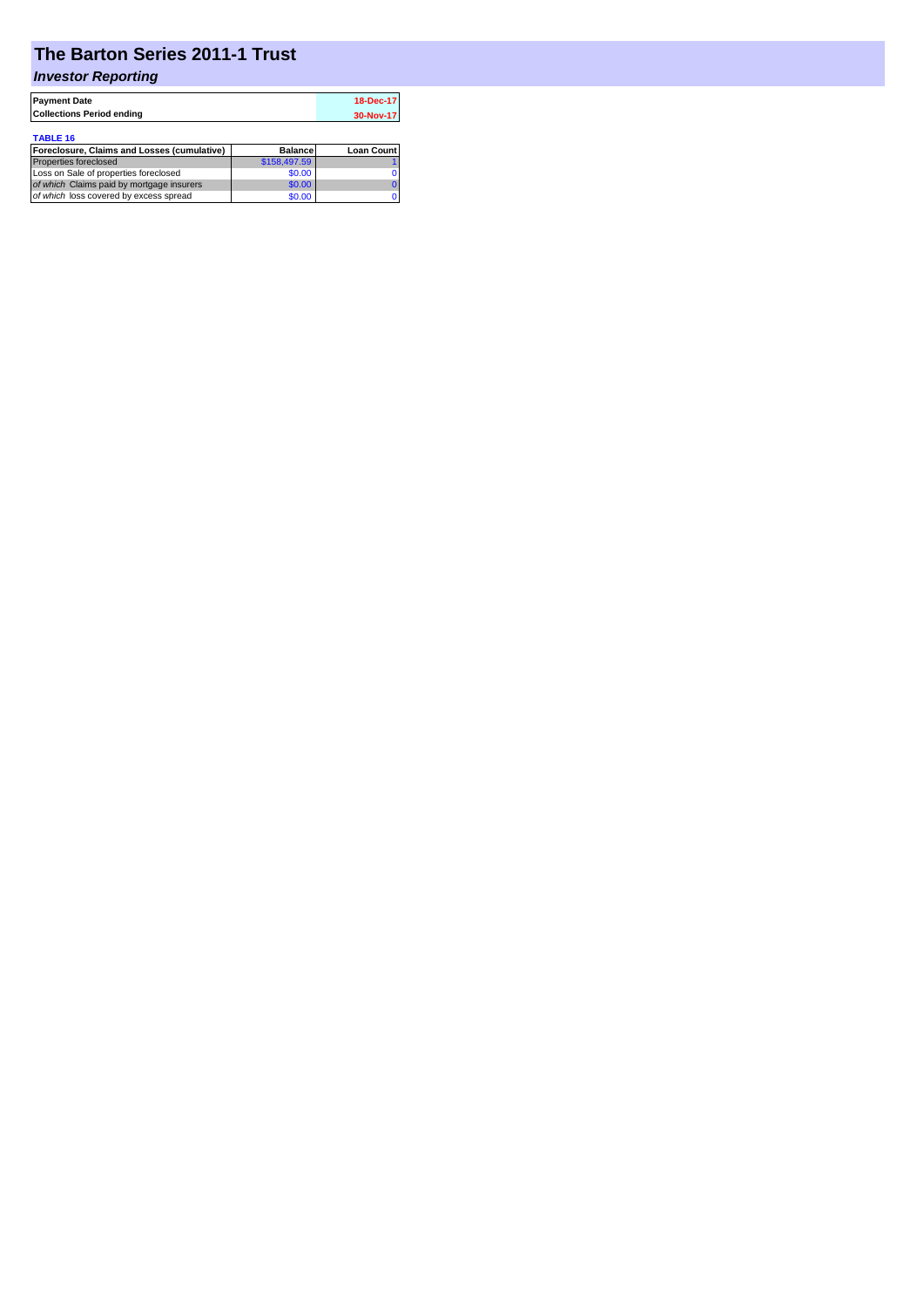# The Barton Series 2011-1 Trust

## *Investor Reporting*

| | |
|---|---|
| **Payment Date** | **18-Dec-17** |
| **Collections Period ending** | **30-Nov-17** |

**TABLE 16**

| Foreclosure, Claims and Losses (cumulative) | Balance | Loan Count |
|---|---|---|
| Properties foreclosed | $158,497.59 | 1 |
| Loss on Sale of properties foreclosed | $0.00 | 0 |
| *of which* Claims paid by mortgage insurers | $0.00 | 0 |
| *of which* loss covered by excess spread | $0.00 | 0 |